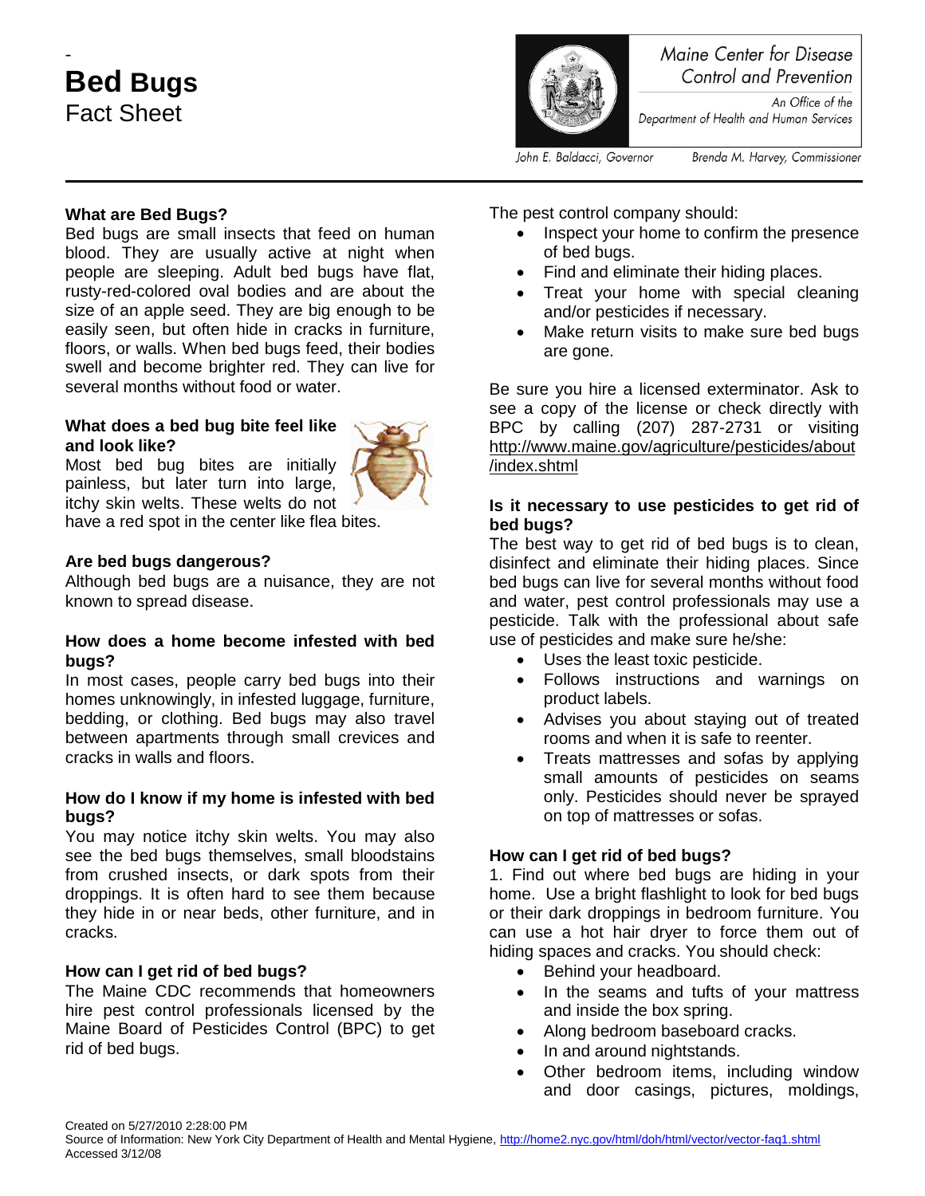-

# Bed Bugs
Fact Sheet

Maine Center for Disease Control and Prevention
An Office of the Department of Health and Human Services

John E. Baldacci, Governor    Brenda M. Harvey, Commissioner

**What are Bed Bugs?**
Bed bugs are small insects that feed on human blood. They are usually active at night when people are sleeping. Adult bed bugs have flat, rusty-red-colored oval bodies and are about the size of an apple seed. They are big enough to be easily seen, but often hide in cracks in furniture, floors, or walls. When bed bugs feed, their bodies swell and become brighter red. They can live for several months without food or water.

**What does a bed bug bite feel like and look like?**
Most bed bug bites are initially painless, but later turn into large, itchy skin welts. These welts do not have a red spot in the center like flea bites.

**Are bed bugs dangerous?**
Although bed bugs are a nuisance, they are not known to spread disease.

**How does a home become infested with bed bugs?**
In most cases, people carry bed bugs into their homes unknowingly, in infested luggage, furniture, bedding, or clothing. Bed bugs may also travel between apartments through small crevices and cracks in walls and floors.

**How do I know if my home is infested with bed bugs?**
You may notice itchy skin welts. You may also see the bed bugs themselves, small bloodstains from crushed insects, or dark spots from their droppings. It is often hard to see them because they hide in or near beds, other furniture, and in cracks.

**How can I get rid of bed bugs?**
The Maine CDC recommends that homeowners hire pest control professionals licensed by the Maine Board of Pesticides Control (BPC) to get rid of bed bugs.

The pest control company should:

- Inspect your home to confirm the presence of bed bugs.
- Find and eliminate their hiding places.
- Treat your home with special cleaning and/or pesticides if necessary.
- Make return visits to make sure bed bugs are gone.

Be sure you hire a licensed exterminator. Ask to see a copy of the license or check directly with BPC by calling (207) 287-2731 or visiting http://www.maine.gov/agriculture/pesticides/about/index.shtml

**Is it necessary to use pesticides to get rid of bed bugs?**
The best way to get rid of bed bugs is to clean, disinfect and eliminate their hiding places. Since bed bugs can live for several months without food and water, pest control professionals may use a pesticide. Talk with the professional about safe use of pesticides and make sure he/she:

- Uses the least toxic pesticide.
- Follows instructions and warnings on product labels.
- Advises you about staying out of treated rooms and when it is safe to reenter.
- Treats mattresses and sofas by applying small amounts of pesticides on seams only. Pesticides should never be sprayed on top of mattresses or sofas.

**How can I get rid of bed bugs?**
1. Find out where bed bugs are hiding in your home. Use a bright flashlight to look for bed bugs or their dark droppings in bedroom furniture. You can use a hot hair dryer to force them out of hiding spaces and cracks. You should check:

- Behind your headboard.
- In the seams and tufts of your mattress and inside the box spring.
- Along bedroom baseboard cracks.
- In and around nightstands.
- Other bedroom items, including window and door casings, pictures, moldings,

Created on 5/27/2010 2:28:00 PM
Source of Information: New York City Department of Health and Mental Hygiene, http://home2.nyc.gov/html/doh/html/vector/vector-faq1.shtml
Accessed 3/12/08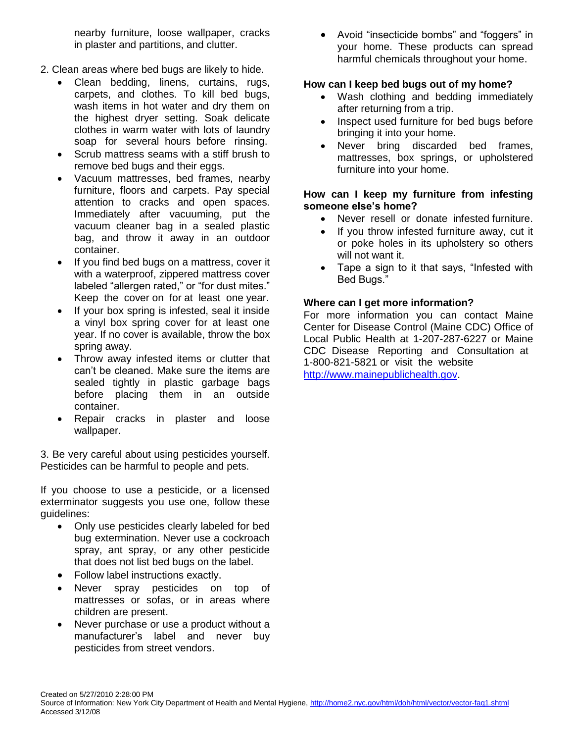nearby furniture, loose wallpaper, cracks in plaster and partitions, and clutter.

2. Clean areas where bed bugs are likely to hide.
   - Clean bedding, linens, curtains, rugs, carpets, and clothes. To kill bed bugs, wash items in hot water and dry them on the highest dryer setting. Soak delicate clothes in warm water with lots of laundry soap for several hours before rinsing.
   - Scrub mattress seams with a stiff brush to remove bed bugs and their eggs.
   - Vacuum mattresses, bed frames, nearby furniture, floors and carpets. Pay special attention to cracks and open spaces. Immediately after vacuuming, put the vacuum cleaner bag in a sealed plastic bag, and throw it away in an outdoor container.
   - If you find bed bugs on a mattress, cover it with a waterproof, zippered mattress cover labeled "allergen rated," or "for dust mites." Keep the cover on for at least one year.
   - If your box spring is infested, seal it inside a vinyl box spring cover for at least one year. If no cover is available, throw the box spring away.
   - Throw away infested items or clutter that can't be cleaned. Make sure the items are sealed tightly in plastic garbage bags before placing them in an outside container.
   - Repair cracks in plaster and loose wallpaper.

3. Be very careful about using pesticides yourself. Pesticides can be harmful to people and pets.

If you choose to use a pesticide, or a licensed exterminator suggests you use one, follow these guidelines:

- Only use pesticides clearly labeled for bed bug extermination. Never use a cockroach spray, ant spray, or any other pesticide that does not list bed bugs on the label.
- Follow label instructions exactly.
- Never spray pesticides on top of mattresses or sofas, or in areas where children are present.
- Never purchase or use a product without a manufacturer's label and never buy pesticides from street vendors.
- Avoid "insecticide bombs" and "foggers" in your home. These products can spread harmful chemicals throughout your home.

**How can I keep bed bugs out of my home?**

- Wash clothing and bedding immediately after returning from a trip.
- Inspect used furniture for bed bugs before bringing it into your home.
- Never bring discarded bed frames, mattresses, box springs, or upholstered furniture into your home.

**How can I keep my furniture from infesting someone else's home?**

- Never resell or donate infested furniture.
- If you throw infested furniture away, cut it or poke holes in its upholstery so others will not want it.
- Tape a sign to it that says, "Infested with Bed Bugs."

**Where can I get more information?**

For more information you can contact Maine Center for Disease Control (Maine CDC) Office of Local Public Health at 1-207-287-6227 or Maine CDC Disease Reporting and Consultation at 1-800-821-5821 or visit the website http://www.mainepublichealth.gov.

Created on 5/27/2010 2:28:00 PM
Source of Information: New York City Department of Health and Mental Hygiene, http://home2.nyc.gov/html/doh/html/vector/vector-faq1.shtml
Accessed 3/12/08